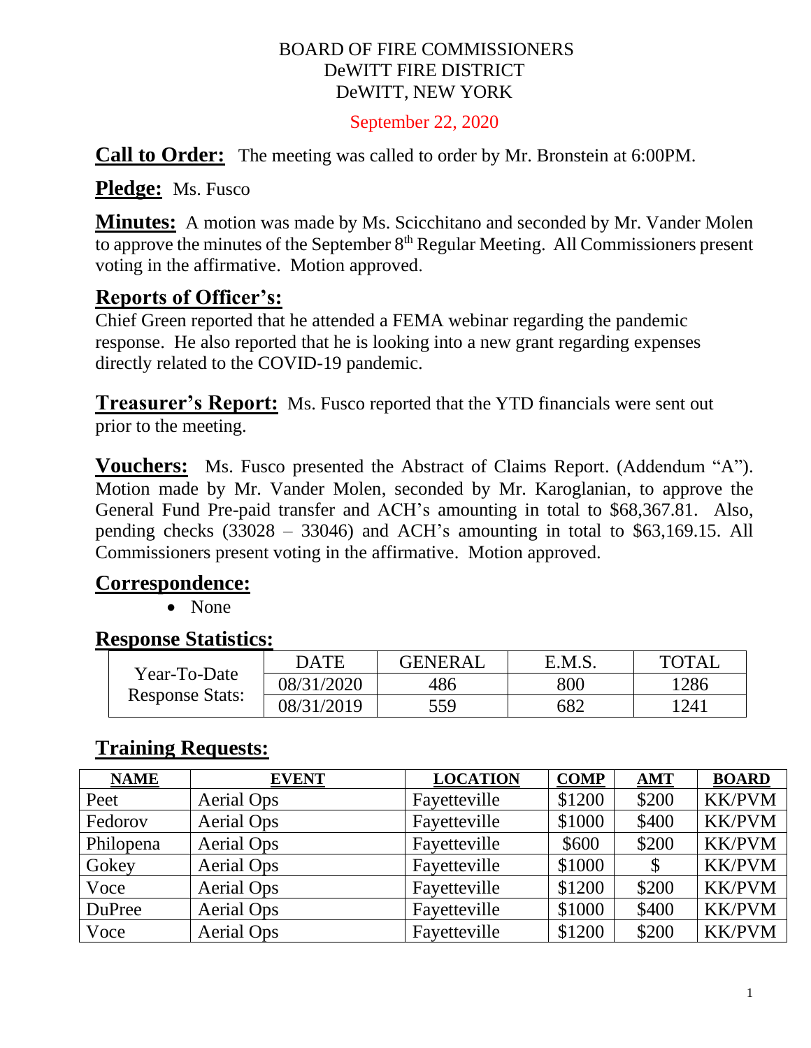BOARD OF FIRE COMMISSIONERS
DeWITT FIRE DISTRICT
DeWITT, NEW YORK

September 22, 2020

**Call to Order:** The meeting was called to order by Mr. Bronstein at 6:00PM.

**Pledge:** Ms. Fusco

**Minutes:** A motion was made by Ms. Scicchitano and seconded by Mr. Vander Molen to approve the minutes of the September 8th Regular Meeting. All Commissioners present voting in the affirmative. Motion approved.

## Reports of Officer's:

Chief Green reported that he attended a FEMA webinar regarding the pandemic response. He also reported that he is looking into a new grant regarding expenses directly related to the COVID-19 pandemic.

**Treasurer's Report:** Ms. Fusco reported that the YTD financials were sent out prior to the meeting.

**Vouchers:** Ms. Fusco presented the Abstract of Claims Report. (Addendum "A"). Motion made by Mr. Vander Molen, seconded by Mr. Karoglanian, to approve the General Fund Pre-paid transfer and ACH's amounting in total to $68,367.81. Also, pending checks (33028 – 33046) and ACH's amounting in total to $63,169.15. All Commissioners present voting in the affirmative. Motion approved.

## Correspondence:

- None

## Response Statistics:

| | DATE | GENERAL | E.M.S. | TOTAL |
|---|---|---|---|---|
| Year-To-Date Response Stats: | 08/31/2020 | 486 | 800 | 1286 |
| | 08/31/2019 | 559 | 682 | 1241 |

## Training Requests:

| NAME | EVENT | LOCATION | COMP | AMT | BOARD |
|---|---|---|---|---|---|
| Peet | Aerial Ops | Fayetteville | $1200 | $200 | KK/PVM |
| Fedorov | Aerial Ops | Fayetteville | $1000 | $400 | KK/PVM |
| Philopena | Aerial Ops | Fayetteville | $600 | $200 | KK/PVM |
| Gokey | Aerial Ops | Fayetteville | $1000 | $ | KK/PVM |
| Voce | Aerial Ops | Fayetteville | $1200 | $200 | KK/PVM |
| DuPree | Aerial Ops | Fayetteville | $1000 | $400 | KK/PVM |
| Voce | Aerial Ops | Fayetteville | $1200 | $200 | KK/PVM |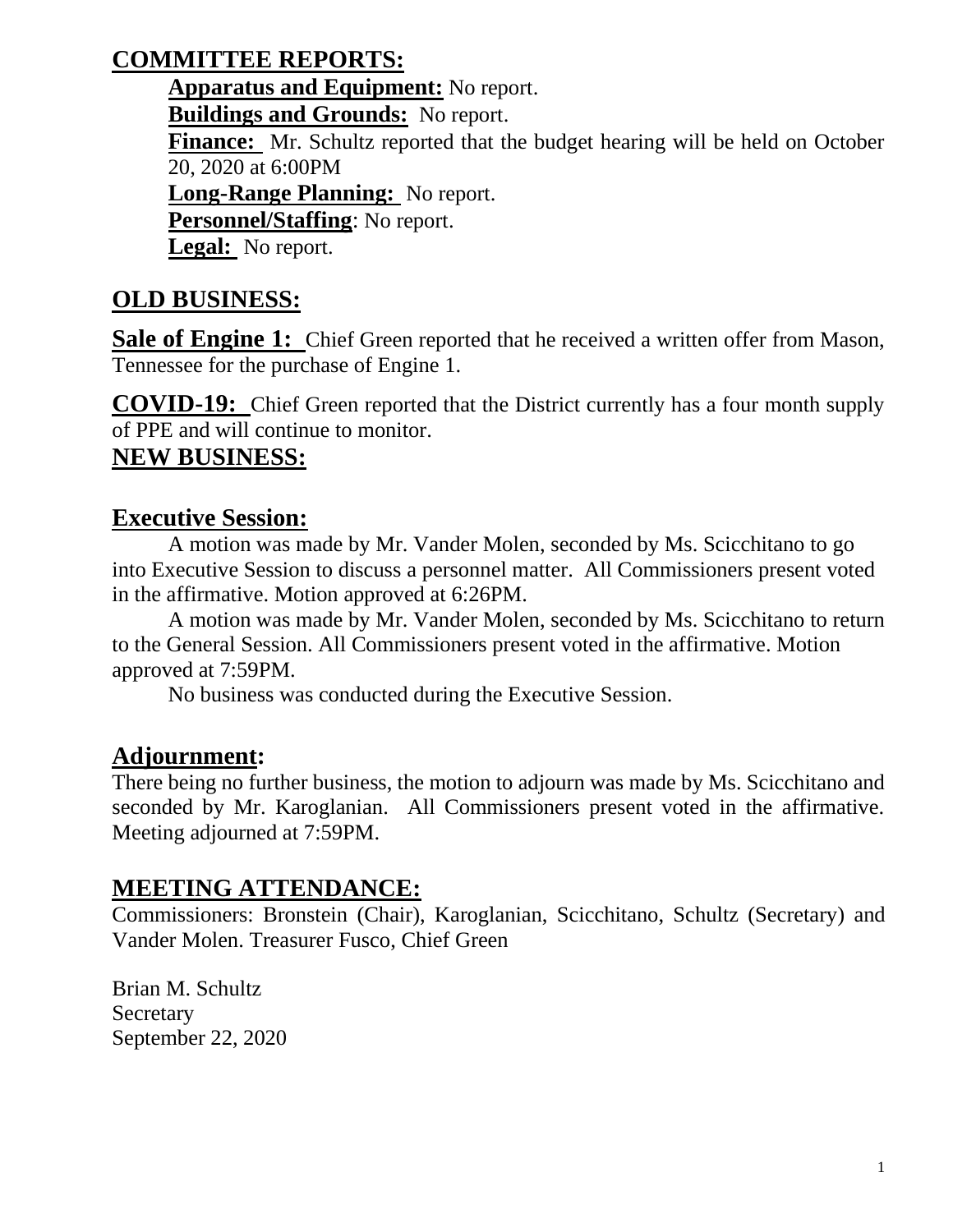## COMMITTEE REPORTS:

**Apparatus and Equipment:** No report.

**Buildings and Grounds:** No report.

**Finance:** Mr. Schultz reported that the budget hearing will be held on October 20, 2020 at 6:00PM

**Long-Range Planning:** No report.

**Personnel/Staffing**: No report.

**Legal:** No report.

## OLD BUSINESS:

**Sale of Engine 1:** Chief Green reported that he received a written offer from Mason, Tennessee for the purchase of Engine 1.

**COVID-19:** Chief Green reported that the District currently has a four month supply of PPE and will continue to monitor.

## NEW BUSINESS:

## Executive Session:

A motion was made by Mr. Vander Molen, seconded by Ms. Scicchitano to go into Executive Session to discuss a personnel matter. All Commissioners present voted in the affirmative. Motion approved at 6:26PM.

A motion was made by Mr. Vander Molen, seconded by Ms. Scicchitano to return to the General Session. All Commissioners present voted in the affirmative. Motion approved at 7:59PM.

No business was conducted during the Executive Session.

## Adjournment:

There being no further business, the motion to adjourn was made by Ms. Scicchitano and seconded by Mr. Karoglanian. All Commissioners present voted in the affirmative. Meeting adjourned at 7:59PM.

## MEETING ATTENDANCE:

Commissioners: Bronstein (Chair), Karoglanian, Scicchitano, Schultz (Secretary) and Vander Molen. Treasurer Fusco, Chief Green

Brian M. Schultz
Secretary
September 22, 2020